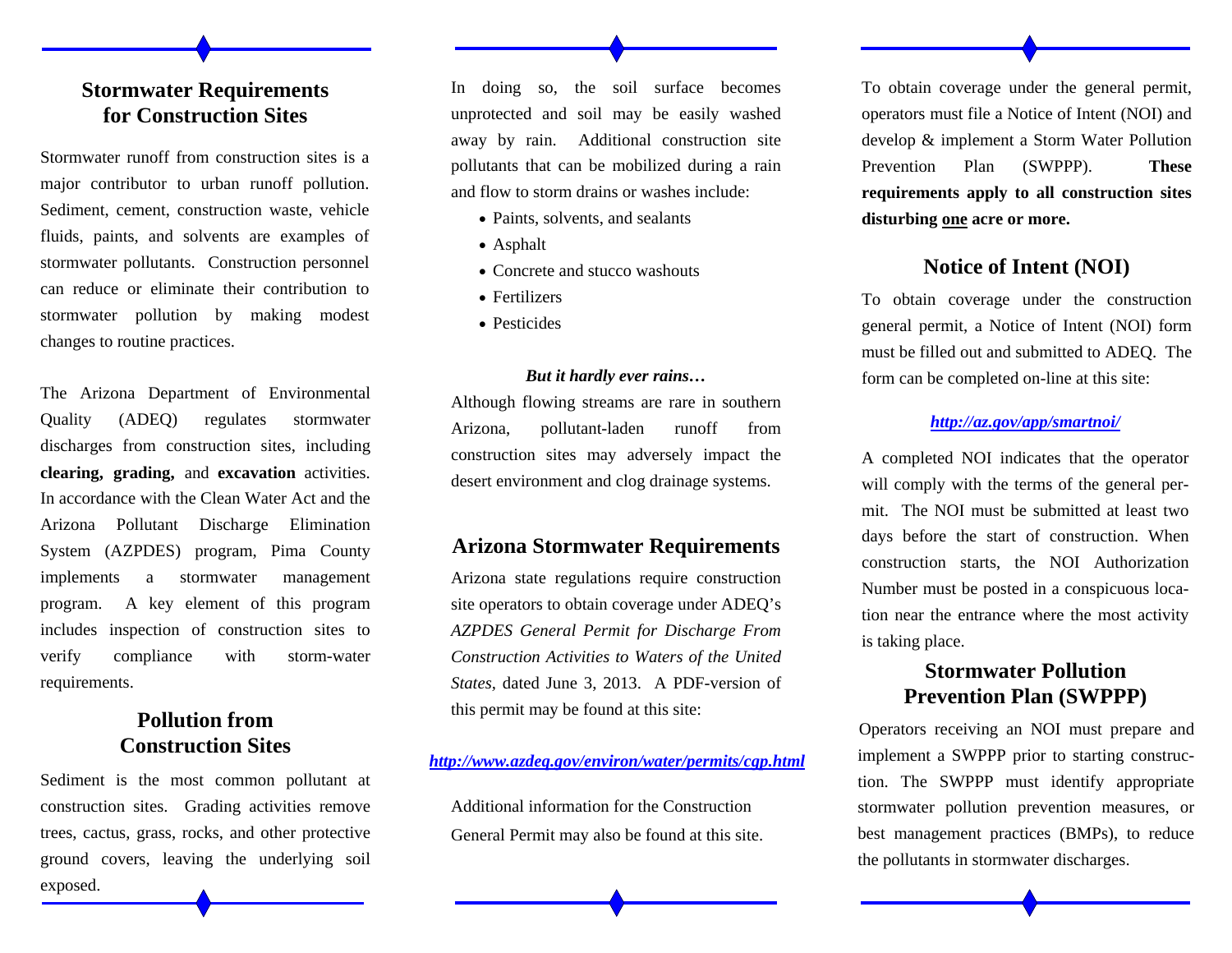## Stormwater Requirements for Construction Sites

Stormwater runoff from construction sites is a major contributor to urban runoff pollution. Sediment, cement, construction waste, vehicle fluids, paints, and solvents are examples of stormwater pollutants. Construction personnel can reduce or eliminate their contribution to stormwater pollution by making modest changes to routine practices.

The Arizona Department of Environmental Quality (ADEQ) regulates stormwater discharges from construction sites, including **clearing, grading,** and **excavation** activities. In accordance with the Clean Water Act and the Arizona Pollutant Discharge Elimination System (AZPDES) program, Pima County implements a stormwater management program. A key element of this program includes inspection of construction sites to verify compliance with storm-water requirements.

## Pollution from Construction Sites

Sediment is the most common pollutant at construction sites. Grading activities remove trees, cactus, grass, rocks, and other protective ground covers, leaving the underlying soil exposed.

In doing so, the soil surface becomes unprotected and soil may be easily washed away by rain. Additional construction site pollutants that can be mobilized during a rain and flow to storm drains or washes include:

- Paints, solvents, and sealants
- Asphalt
- Concrete and stucco washouts
- Fertilizers
- Pesticides

***But it hardly ever rains…***

Although flowing streams are rare in southern Arizona, pollutant-laden runoff from construction sites may adversely impact the desert environment and clog drainage systems.

## Arizona Stormwater Requirements

Arizona state regulations require construction site operators to obtain coverage under ADEQ's *AZPDES General Permit for Discharge From Construction Activities to Waters of the United States,* dated June 3, 2013. A PDF-version of this permit may be found at this site:

***http://www.azdeq.gov/environ/water/permits/cgp.html***

Additional information for the Construction General Permit may also be found at this site.

To obtain coverage under the general permit, operators must file a Notice of Intent (NOI) and develop & implement a Storm Water Pollution Prevention Plan (SWPPP). **These requirements apply to all construction sites disturbing <u>one</u> acre or more.**

## Notice of Intent (NOI)

To obtain coverage under the construction general permit, a Notice of Intent (NOI) form must be filled out and submitted to ADEQ. The form can be completed on-line at this site:

***http://az.gov/app/smartnoi/***

A completed NOI indicates that the operator will comply with the terms of the general permit. The NOI must be submitted at least two days before the start of construction. When construction starts, the NOI Authorization Number must be posted in a conspicuous location near the entrance where the most activity is taking place.

## Stormwater Pollution Prevention Plan (SWPPP)

Operators receiving an NOI must prepare and implement a SWPPP prior to starting construction. The SWPPP must identify appropriate stormwater pollution prevention measures, or best management practices (BMPs), to reduce the pollutants in stormwater discharges.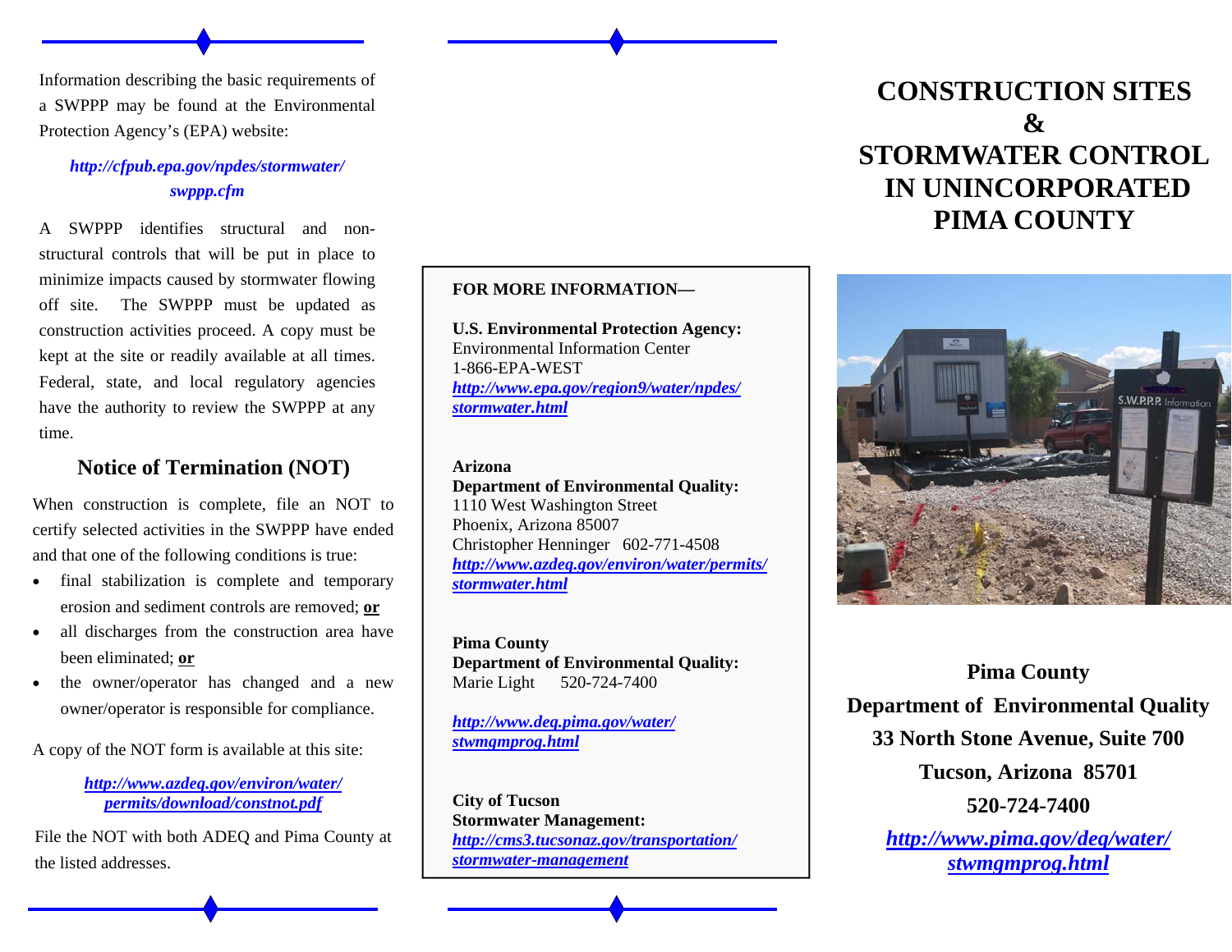Information describing the basic requirements of a SWPPP may be found at the Environmental Protection Agency's (EPA) website:

***http://cfpub.epa.gov/npdes/stormwater/swppp.cfm***

A SWPPP identifies structural and non-structural controls that will be put in place to minimize impacts caused by stormwater flowing off site. The SWPPP must be updated as construction activities proceed. A copy must be kept at the site or readily available at all times. Federal, state, and local regulatory agencies have the authority to review the SWPPP at any time.

## Notice of Termination (NOT)

When construction is complete, file an NOT to certify selected activities in the SWPPP have ended and that one of the following conditions is true:

- final stabilization is complete and temporary erosion and sediment controls are removed; **or**
- all discharges from the construction area have been eliminated; **or**
- the owner/operator has changed and a new owner/operator is responsible for compliance.

A copy of the NOT form is available at this site:

***http://www.azdeq.gov/environ/water/permits/download/constnot.pdf***

File the NOT with both ADEQ and Pima County at the listed addresses.

**FOR MORE INFORMATION—**

**U.S. Environmental Protection Agency:**
Environmental Information Center
1-866-EPA-WEST
***http://www.epa.gov/region9/water/npdes/stormwater.html***

**Arizona**
**Department of Environmental Quality:**
1110 West Washington Street
Phoenix, Arizona 85007
Christopher Henninger 602-771-4508
***http://www.azdeq.gov/environ/water/permits/stormwater.html***

**Pima County**
**Department of Environmental Quality:**
Marie Light 520-724-7400

***http://www.deq.pima.gov/water/stwmgmprog.html***

**City of Tucson**
**Stormwater Management:**
***http://cms3.tucsonaz.gov/transportation/stormwater-management***

# CONSTRUCTION SITES & STORMWATER CONTROL IN UNINCORPORATED PIMA COUNTY

**Pima County**
**Department of Environmental Quality**
**33 North Stone Avenue, Suite 700**
**Tucson, Arizona 85701**
**520-724-7400**

***http://www.pima.gov/deq/water/stwmgmprog.html***